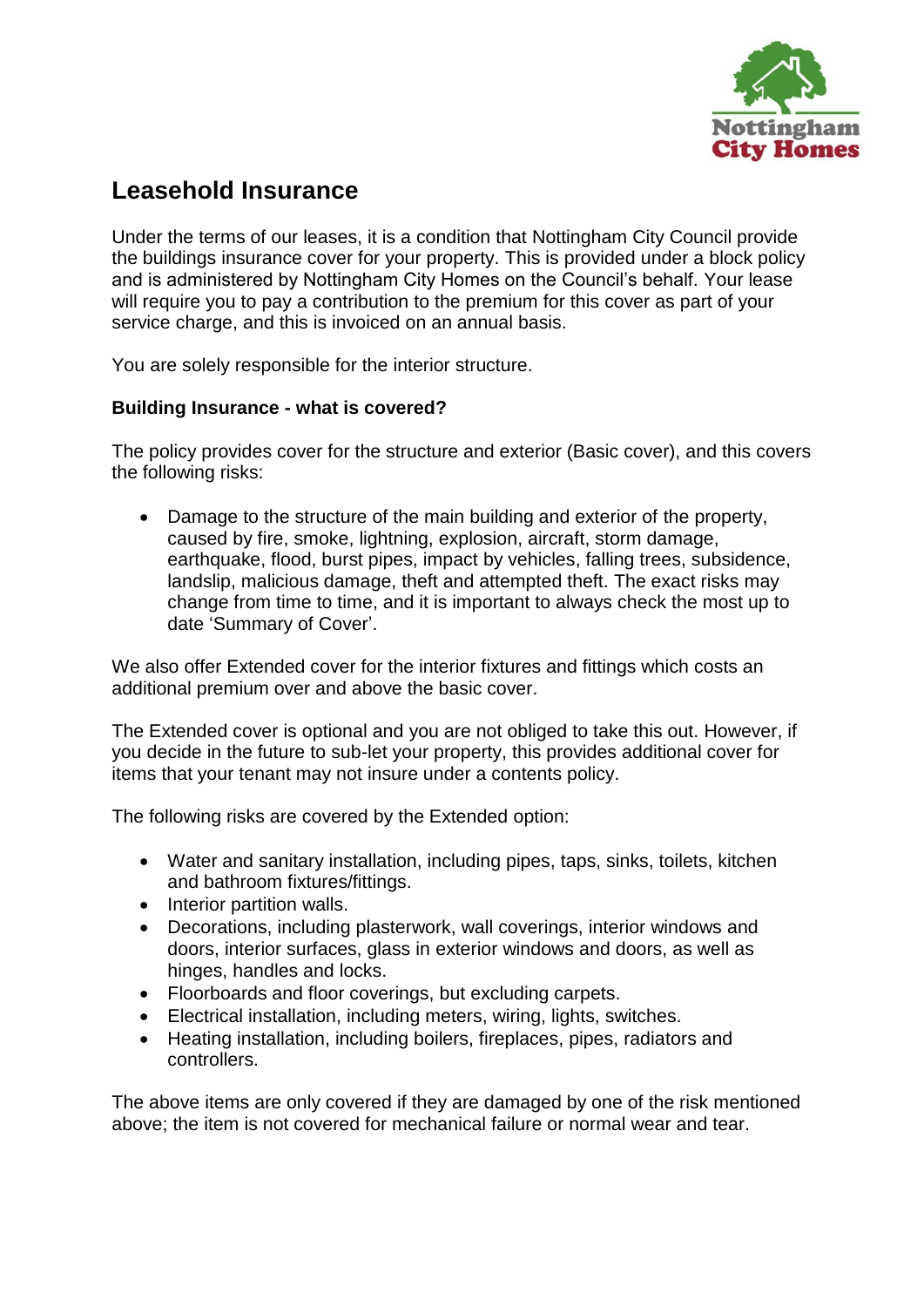# Leasehold Insurance

Under the terms of our leases, it is a condition that Nottingham City Council provide the buildings insurance cover for your property. This is provided under a block policy and is administered by Nottingham City Homes on the Council's behalf. Your lease will require you to pay a contribution to the premium for this cover as part of your service charge, and this is invoiced on an annual basis.

You are solely responsible for the interior structure.

**Building Insurance - what is covered?**

The policy provides cover for the structure and exterior (Basic cover), and this covers the following risks:

- Damage to the structure of the main building and exterior of the property, caused by fire, smoke, lightning, explosion, aircraft, storm damage, earthquake, flood, burst pipes, impact by vehicles, falling trees, subsidence, landslip, malicious damage, theft and attempted theft. The exact risks may change from time to time, and it is important to always check the most up to date 'Summary of Cover'.

We also offer Extended cover for the interior fixtures and fittings which costs an additional premium over and above the basic cover.

The Extended cover is optional and you are not obliged to take this out. However, if you decide in the future to sub-let your property, this provides additional cover for items that your tenant may not insure under a contents policy.

The following risks are covered by the Extended option:

- Water and sanitary installation, including pipes, taps, sinks, toilets, kitchen and bathroom fixtures/fittings.
- Interior partition walls.
- Decorations, including plasterwork, wall coverings, interior windows and doors, interior surfaces, glass in exterior windows and doors, as well as hinges, handles and locks.
- Floorboards and floor coverings, but excluding carpets.
- Electrical installation, including meters, wiring, lights, switches.
- Heating installation, including boilers, fireplaces, pipes, radiators and controllers.

The above items are only covered if they are damaged by one of the risk mentioned above; the item is not covered for mechanical failure or normal wear and tear.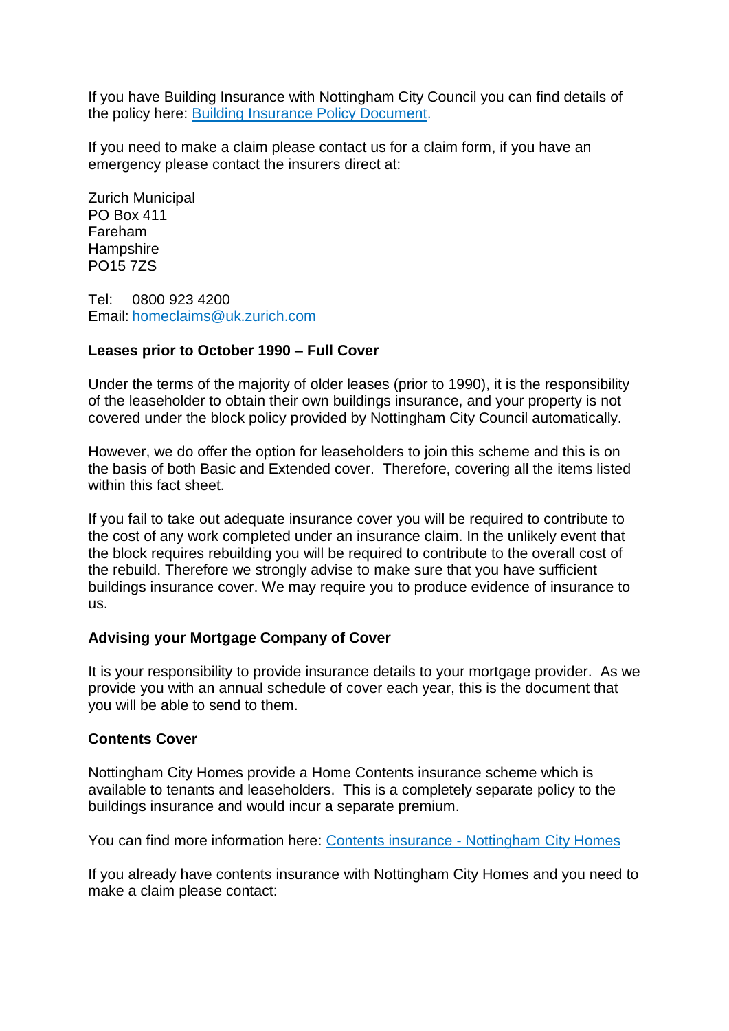If you have Building Insurance with Nottingham City Council you can find details of the policy here: [Building Insurance Policy Document](#).

If you need to make a claim please contact us for a claim form, if you have an emergency please contact the insurers direct at:

Zurich Municipal
PO Box 411
Fareham
Hampshire
PO15 7ZS

Tel: 0800 923 4200
Email: homeclaims@uk.zurich.com

**Leases prior to October 1990 – Full Cover**

Under the terms of the majority of older leases (prior to 1990), it is the responsibility of the leaseholder to obtain their own buildings insurance, and your property is not covered under the block policy provided by Nottingham City Council automatically.

However, we do offer the option for leaseholders to join this scheme and this is on the basis of both Basic and Extended cover. Therefore, covering all the items listed within this fact sheet.

If you fail to take out adequate insurance cover you will be required to contribute to the cost of any work completed under an insurance claim. In the unlikely event that the block requires rebuilding you will be required to contribute to the overall cost of the rebuild. Therefore we strongly advise to make sure that you have sufficient buildings insurance cover. We may require you to produce evidence of insurance to us.

**Advising your Mortgage Company of Cover**

It is your responsibility to provide insurance details to your mortgage provider. As we provide you with an annual schedule of cover each year, this is the document that you will be able to send to them.

**Contents Cover**

Nottingham City Homes provide a Home Contents insurance scheme which is available to tenants and leaseholders. This is a completely separate policy to the buildings insurance and would incur a separate premium.

You can find more information here: [Contents insurance - Nottingham City Homes](#)

If you already have contents insurance with Nottingham City Homes and you need to make a claim please contact: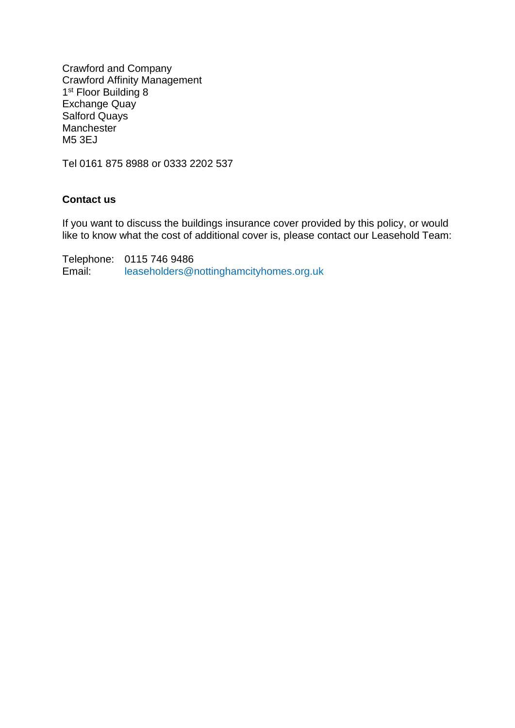Crawford and Company
Crawford Affinity Management
1st Floor Building 8
Exchange Quay
Salford Quays
Manchester
M5 3EJ

Tel 0161 875 8988 or 0333 2202 537

**Contact us**

If you want to discuss the buildings insurance cover provided by this policy, or would like to know what the cost of additional cover is, please contact our Leasehold Team:

Telephone: 0115 746 9486
Email: leaseholders@nottinghamcityhomes.org.uk